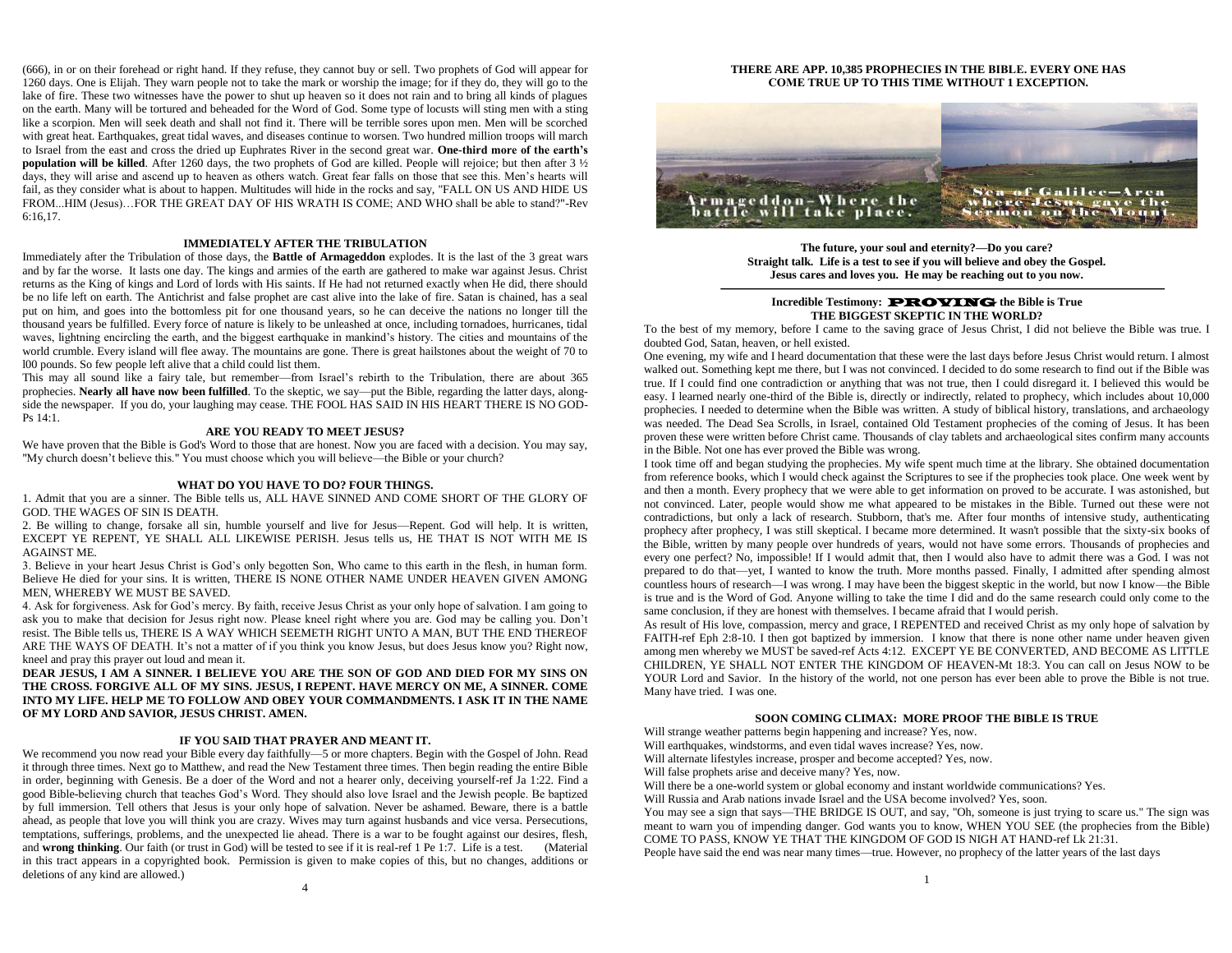(666), in or on their forehead or right hand. If they refuse, they cannot buy or sell. Two prophets of God will appear for 1260 days. One is Elijah. They warn people not to take the mark or worship the image; for if they do, they will go to the lake of fire. These two witnesses have the power to shut up heaven so it does not rain and to bring all kinds of plagues on the earth. Many will be tortured and beheaded for the Word of God. Some type of locusts will sting men with a sting like a scorpion. Men will seek death and shall not find it. There will be terrible sores upon men. Men will be scorched with great heat. Earthquakes, great tidal waves, and diseases continue to worsen. Two hundred million troops will march to Israel from the east and cross the dried up Euphrates River in the second great war. **One-third more of the earth's population will be killed**. After 1260 days, the two prophets of God are killed. People will rejoice; but then after 3 ½ days, they will arise and ascend up to heaven as others watch. Great fear falls on those that see this. Men's hearts will fail, as they consider what is about to happen. Multitudes will hide in the rocks and say, "FALL ON US AND HIDE US FROM...HIM (Jesus)…FOR THE GREAT DAY OF HIS WRATH IS COME; AND WHO shall be able to stand?"-Rev 6:16,17.

### IMMEDIATELY AFTER THE TRIBULATION

Immediately after the Tribulation of those days, the **Battle of Armageddon** explodes. It is the last of the 3 great wars and by far the worse. It lasts one day. The kings and armies of the earth are gathered to make war against Jesus. Christ returns as the King of kings and Lord of lords with His saints. If He had not returned exactly when He did, there should be no life left on earth. The Antichrist and false prophet are cast alive into the lake of fire. Satan is chained, has a seal put on him, and goes into the bottomless pit for one thousand years, so he can deceive the nations no longer till the thousand years be fulfilled. Every force of nature is likely to be unleashed at once, including tornadoes, hurricanes, tidal waves, lightning encircling the earth, and the biggest earthquake in mankind's history. The cities and mountains of the world crumble. Every island will flee away. The mountains are gone. There is great hailstones about the weight of 70 to l00 pounds. So few people left alive that a child could list them.

This may all sound like a fairy tale, but remember—from Israel's rebirth to the Tribulation, there are about 365 prophecies. **Nearly all have now been fulfilled**. To the skeptic, we say—put the Bible, regarding the latter days, alongside the newspaper. If you do, your laughing may cease. THE FOOL HAS SAID IN HIS HEART THERE IS NO GOD-Ps 14:1.

### ARE YOU READY TO MEET JESUS?

We have proven that the Bible is God's Word to those that are honest. Now you are faced with a decision. You may say, "My church doesn't believe this." You must choose which you will believe—the Bible or your church?

### WHAT DO YOU HAVE TO DO? FOUR THINGS.

1. Admit that you are a sinner. The Bible tells us, ALL HAVE SINNED AND COME SHORT OF THE GLORY OF GOD. THE WAGES OF SIN IS DEATH.
2. Be willing to change, forsake all sin, humble yourself and live for Jesus—Repent. God will help. It is written, EXCEPT YE REPENT, YE SHALL ALL LIKEWISE PERISH. Jesus tells us, HE THAT IS NOT WITH ME IS AGAINST ME.
3. Believe in your heart Jesus Christ is God's only begotten Son, Who came to this earth in the flesh, in human form. Believe He died for your sins. It is written, THERE IS NONE OTHER NAME UNDER HEAVEN GIVEN AMONG MEN, WHEREBY WE MUST BE SAVED.
4. Ask for forgiveness. Ask for God's mercy. By faith, receive Jesus Christ as your only hope of salvation. I am going to ask you to make that decision for Jesus right now. Please kneel right where you are. God may be calling you. Don't resist. The Bible tells us, THERE IS A WAY WHICH SEEMETH RIGHT UNTO A MAN, BUT THE END THEREOF ARE THE WAYS OF DEATH. It's not a matter of if you think you know Jesus, but does Jesus know you? Right now, kneel and pray this prayer out loud and mean it.

**DEAR JESUS, I AM A SINNER. I BELIEVE YOU ARE THE SON OF GOD AND DIED FOR MY SINS ON THE CROSS. FORGIVE ALL OF MY SINS. JESUS, I REPENT. HAVE MERCY ON ME, A SINNER. COME INTO MY LIFE. HELP ME TO FOLLOW AND OBEY YOUR COMMANDMENTS. I ASK IT IN THE NAME OF MY LORD AND SAVIOR, JESUS CHRIST. AMEN.**

### IF YOU SAID THAT PRAYER AND MEANT IT.

We recommend you now read your Bible every day faithfully—5 or more chapters. Begin with the Gospel of John. Read it through three times. Next go to Matthew, and read the New Testament three times. Then begin reading the entire Bible in order, beginning with Genesis. Be a doer of the Word and not a hearer only, deceiving yourself-ref Ja 1:22. Find a good Bible-believing church that teaches God's Word. They should also love Israel and the Jewish people. Be baptized by full immersion. Tell others that Jesus is your only hope of salvation. Never be ashamed. Beware, there is a battle ahead, as people that love you will think you are crazy. Wives may turn against husbands and vice versa. Persecutions, temptations, sufferings, problems, and the unexpected lie ahead. There is a war to be fought against our desires, flesh, and **wrong thinking**. Our faith (or trust in God) will be tested to see if it is real-ref 1 Pe 1:7. Life is a test. (Material in this tract appears in a copyrighted book. Permission is given to make copies of this, but no changes, additions or deletions of any kind are allowed.)

**THERE ARE APP. 10,385 PROPHECIES IN THE BIBLE. EVERY ONE HAS COME TRUE UP TO THIS TIME WITHOUT 1 EXCEPTION.**

Armageddon–Where the battle will take place.

Sea of Galilee—Area where Jesus gave the Sermon on the Mount.

**The future, your soul and eternity?—Do you care?**
**Straight talk. Life is a test to see if you will believe and obey the Gospel.**
**Jesus cares and loves you. He may be reaching out to you now.**

### Incredible Testimony: PROVING the Bible is True
### THE BIGGEST SKEPTIC IN THE WORLD?

To the best of my memory, before I came to the saving grace of Jesus Christ, I did not believe the Bible was true. I doubted God, Satan, heaven, or hell existed.

One evening, my wife and I heard documentation that these were the last days before Jesus Christ would return. I almost walked out. Something kept me there, but I was not convinced. I decided to do some research to find out if the Bible was true. If I could find one contradiction or anything that was not true, then I could disregard it. I believed this would be easy. I learned nearly one-third of the Bible is, directly or indirectly, related to prophecy, which includes about 10,000 prophecies. I needed to determine when the Bible was written. A study of biblical history, translations, and archaeology was needed. The Dead Sea Scrolls, in Israel, contained Old Testament prophecies of the coming of Jesus. It has been proven these were written before Christ came. Thousands of clay tablets and archaeological sites confirm many accounts in the Bible. Not one has ever proved the Bible was wrong.

I took time off and began studying the prophecies. My wife spent much time at the library. She obtained documentation from reference books, which I would check against the Scriptures to see if the prophecies took place. One week went by and then a month. Every prophecy that we were able to get information on proved to be accurate. I was astonished, but not convinced. Later, people would show me what appeared to be mistakes in the Bible. Turned out these were not contradictions, but only a lack of research. Stubborn, that's me. After four months of intensive study, authenticating prophecy after prophecy, I was still skeptical. I became more determined. It wasn't possible that the sixty-six books of the Bible, written by many people over hundreds of years, would not have some errors. Thousands of prophecies and every one perfect? No, impossible! If I would admit that, then I would also have to admit there was a God. I was not prepared to do that—yet, I wanted to know the truth. More months passed. Finally, I admitted after spending almost countless hours of research—I was wrong. I may have been the biggest skeptic in the world, but now I know—the Bible is true and is the Word of God. Anyone willing to take the time I did and do the same research could only come to the same conclusion, if they are honest with themselves. I became afraid that I would perish.

As result of His love, compassion, mercy and grace, I REPENTED and received Christ as my only hope of salvation by FAITH-ref Eph 2:8-10. I then got baptized by immersion. I know that there is none other name under heaven given among men whereby we MUST be saved-ref Acts 4:12. EXCEPT YE BE CONVERTED, AND BECOME AS LITTLE CHILDREN, YE SHALL NOT ENTER THE KINGDOM OF HEAVEN-Mt 18:3. You can call on Jesus NOW to be YOUR Lord and Savior. In the history of the world, not one person has ever been able to prove the Bible is not true. Many have tried. I was one.

### SOON COMING CLIMAX: MORE PROOF THE BIBLE IS TRUE

Will strange weather patterns begin happening and increase? Yes, now.
Will earthquakes, windstorms, and even tidal waves increase? Yes, now.
Will alternate lifestyles increase, prosper and become accepted? Yes, now.
Will false prophets arise and deceive many? Yes, now.
Will there be a one-world system or global economy and instant worldwide communications? Yes.
Will Russia and Arab nations invade Israel and the USA become involved? Yes, soon.
You may see a sign that says—THE BRIDGE IS OUT, and say, "Oh, someone is just trying to scare us." The sign was meant to warn you of impending danger. God wants you to know, WHEN YOU SEE (the prophecies from the Bible) COME TO PASS, KNOW YE THAT THE KINGDOM OF GOD IS NIGH AT HAND-ref Lk 21:31.
People have said the end was near many times—true. However, no prophecy of the latter years of the last days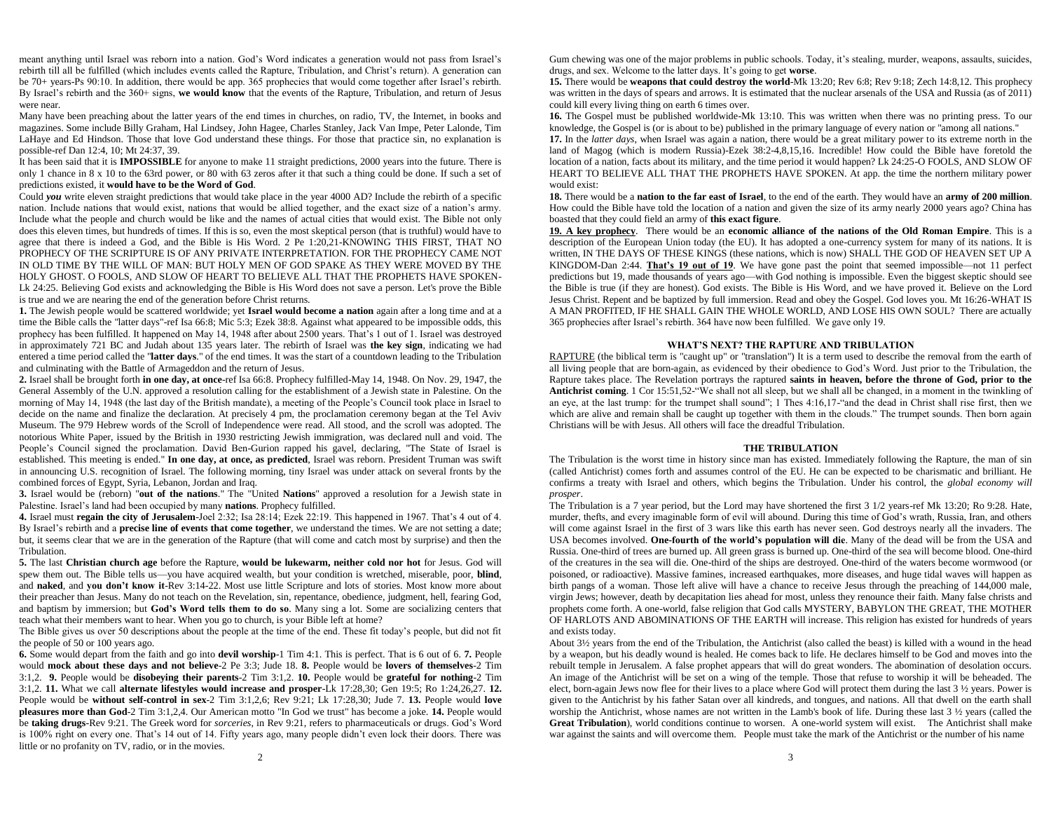meant anything until Israel was reborn into a nation. God's Word indicates a generation would not pass from Israel's rebirth till all be fulfilled (which includes events called the Rapture, Tribulation, and Christ's return). A generation can be 70+ years-Ps 90:10. In addition, there would be app. 365 prophecies that would come together after Israel's rebirth. By Israel's rebirth and the 360+ signs, **we would know** that the events of the Rapture, Tribulation, and return of Jesus were near.

Many have been preaching about the latter years of the end times in churches, on radio, TV, the Internet, in books and magazines. Some include Billy Graham, Hal Lindsey, John Hagee, Charles Stanley, Jack Van Impe, Peter Lalonde, Tim LaHaye and Ed Hindson. Those that love God understand these things. For those that practice sin, no explanation is possible-ref Dan 12:4, 10; Mt 24:37, 39.

It has been said that it is **IMPOSSIBLE** for anyone to make 11 straight predictions, 2000 years into the future. There is only 1 chance in 8 x 10 to the 63rd power, or 80 with 63 zeros after it that such a thing could be done. If such a set of predictions existed, it **would have to be the Word of God**.

Could ***you*** write eleven straight predictions that would take place in the year 4000 AD? Include the rebirth of a specific nation. Include nations that would exist, nations that would be allied together, and the exact size of a nation's army. Include what the people and church would be like and the names of actual cities that would exist. The Bible not only does this eleven times, but hundreds of times. If this is so, even the most skeptical person (that is truthful) would have to agree that there is indeed a God, and the Bible is His Word. 2 Pe 1:20,21-KNOWING THIS FIRST, THAT NO PROPHECY OF THE SCRIPTURE IS OF ANY PRIVATE INTERPRETATION. FOR THE PROPHECY CAME NOT IN OLD TIME BY THE WILL OF MAN: BUT HOLY MEN OF GOD SPAKE AS THEY WERE MOVED BY THE HOLY GHOST. O FOOLS, AND SLOW OF HEART TO BELIEVE ALL THAT THE PROPHETS HAVE SPOKEN-Lk 24:25. Believing God exists and acknowledging the Bible is His Word does not save a person. Let's prove the Bible is true and we are nearing the end of the generation before Christ returns.

**1.** The Jewish people would be scattered worldwide; yet **Israel would become a nation** again after a long time and at a time the Bible calls the "latter days"-ref Isa 66:8; Mic 5:3; Ezek 38:8. Against what appeared to be impossible odds, this prophecy has been fulfilled. It happened on May 14, 1948 after about 2500 years. That's 1 out of 1. Israel was destroyed in approximately 721 BC and Judah about 135 years later. The rebirth of Israel was **the key sign**, indicating we had entered a time period called the "**latter days**." of the end times. It was the start of a countdown leading to the Tribulation and culminating with the Battle of Armageddon and the return of Jesus.

**2.** Israel shall be brought forth **in one day, at once**-ref Isa 66:8. Prophecy fulfilled-May 14, 1948. On Nov. 29, 1947, the General Assembly of the U.N. approved a resolution calling for the establishment of a Jewish state in Palestine. On the morning of May 14, 1948 (the last day of the British mandate), a meeting of the People's Council took place in Israel to decide on the name and finalize the declaration. At precisely 4 pm, the proclamation ceremony began at the Tel Aviv Museum. The 979 Hebrew words of the Scroll of Independence were read. All stood, and the scroll was adopted. The notorious White Paper, issued by the British in 1930 restricting Jewish immigration, was declared null and void. The People's Council signed the proclamation. David Ben-Gurion rapped his gavel, declaring, "The State of Israel is established. This meeting is ended." **In one day, at once, as predicted**, Israel was reborn. President Truman was swift in announcing U.S. recognition of Israel. The following morning, tiny Israel was under attack on several fronts by the combined forces of Egypt, Syria, Lebanon, Jordan and Iraq.

**3.** Israel would be (reborn) "**out of the nations**." The "United **Nations**" approved a resolution for a Jewish state in Palestine. Israel's land had been occupied by many **nations**. Prophecy fulfilled.

**4.** Israel must **regain the city of Jerusalem**-Joel 2:32; Isa 28:14; Ezek 22:19. This happened in 1967. That's 4 out of 4. By Israel's rebirth and a **precise line of events that come together**, we understand the times. We are not setting a date; but, it seems clear that we are in the generation of the Rapture (that will come and catch most by surprise) and then the Tribulation.

**5.** The last **Christian church age** before the Rapture, **would be lukewarm, neither cold nor hot** for Jesus. God will spew them out. The Bible tells us—you have acquired wealth, but your condition is wretched, miserable, poor, **blind**, and **naked**, and **you don't know it**-Rev 3:14-22. Most use little Scripture and lots of stories. Most know more about their preacher than Jesus. Many do not teach on the Revelation, sin, repentance, obedience, judgment, hell, fearing God, and baptism by immersion; but **God's Word tells them to do so**. Many sing a lot. Some are socializing centers that teach what their members want to hear. When you go to church, is your Bible left at home?

The Bible gives us over 50 descriptions about the people at the time of the end. These fit today's people, but did not fit the people of 50 or 100 years ago.

**6.** Some would depart from the faith and go into **devil worship**-1 Tim 4:1. This is perfect. That is 6 out of 6. **7.** People would **mock about these days and not believe**-2 Pe 3:3; Jude 18. **8.** People would be **lovers of themselves**-2 Tim 3:1,2. **9.** People would be **disobeying their parents**-2 Tim 3:1,2. **10.** People would be **grateful for nothing**-2 Tim 3:1,2. **11.** What we call **alternate lifestyles would increase and prosper**-Lk 17:28,30; Gen 19:5; Ro 1:24,26,27. **12.** People would be **without self-control in sex**-2 Tim 3:1,2,6; Rev 9:21; Lk 17:28,30; Jude 7. **13.** People would **love pleasures more than God**-2 Tim 3:1,2,4. Our American motto "In God we trust" has become a joke. **14.** People would be **taking drugs**-Rev 9:21. The Greek word for *sorceries*, in Rev 9:21, refers to pharmaceuticals or drugs. God's Word is 100% right on every one. That's 14 out of 14. Fifty years ago, many people didn't even lock their doors. There was little or no profanity on TV, radio, or in the movies.

Gum chewing was one of the major problems in public schools. Today, it's stealing, murder, weapons, assaults, suicides, drugs, and sex. Welcome to the latter days. It's going to get **worse**.

**15.** There would be **weapons that could destroy the world**-Mk 13:20; Rev 6:8; Rev 9:18; Zech 14:8,12. This prophecy was written in the days of spears and arrows. It is estimated that the nuclear arsenals of the USA and Russia (as of 2011) could kill every living thing on earth 6 times over.

**16.** The Gospel must be published worldwide-Mk 13:10. This was written when there was no printing press. To our knowledge, the Gospel is (or is about to be) published in the primary language of every nation or "among all nations."

**17.** In the *latter days*, when Israel was again a nation, there would be a great military power to its extreme north in the land of Magog (which is modern Russia)-Ezek 38:2-4,8,15,16. Incredible! How could the Bible have foretold the location of a nation, facts about its military, and the time period it would happen? Lk 24:25-O FOOLS, AND SLOW OF HEART TO BELIEVE ALL THAT THE PROPHETS HAVE SPOKEN. At app. the time the northern military power would exist:

**18.** There would be a **nation to the far east of Israel**, to the end of the earth. They would have an **army of 200 million**. How could the Bible have told the location of a nation and given the size of its army nearly 2000 years ago? China has boasted that they could field an army of **this exact figure**.

**<u>19. A key prophecy</u>**. There would be an **economic alliance of the nations of the Old Roman Empire**. This is a description of the European Union today (the EU). It has adopted a one-currency system for many of its nations. It is written, IN THE DAYS OF THESE KINGS (these nations, which is now) SHALL THE GOD OF HEAVEN SET UP A KINGDOM-Dan 2:44. **<u>That's 19 out of 19</u>**. We have gone past the point that seemed impossible—not 11 perfect predictions but 19, made thousands of years ago—with God nothing is impossible. Even the biggest skeptic should see the Bible is true (if they are honest). God exists. The Bible is His Word, and we have proved it. Believe on the Lord Jesus Christ. Repent and be baptized by full immersion. Read and obey the Gospel. God loves you. Mt 16:26-WHAT IS A MAN PROFITED, IF HE SHALL GAIN THE WHOLE WORLD, AND LOSE HIS OWN SOUL? There are actually 365 prophecies after Israel's rebirth. 364 have now been fulfilled. We gave only 19.

## WHAT'S NEXT? THE RAPTURE AND TRIBULATION

<u>RAPTURE</u> (the biblical term is "caught up" or "translation") It is a term used to describe the removal from the earth of all living people that are born-again, as evidenced by their obedience to God's Word. Just prior to the Tribulation, the Rapture takes place. The Revelation portrays the raptured **saints in heaven, before the throne of God, prior to the Antichrist coming**. 1 Cor 15:51,52-"We shall not all sleep, but we shall all be changed, in a moment in the twinkling of an eye, at the last trump: for the trumpet shall sound"; 1 Thes 4:16,17-"and the dead in Christ shall rise first, then we which are alive and remain shall be caught up together with them in the clouds." The trumpet sounds. Then born again Christians will be with Jesus. All others will face the dreadful Tribulation.

## THE TRIBULATION

The Tribulation is the worst time in history since man has existed. Immediately following the Rapture, the man of sin (called Antichrist) comes forth and assumes control of the EU. He can be expected to be charismatic and brilliant. He confirms a treaty with Israel and others, which begins the Tribulation. Under his control, the *global economy will prosper*.

The Tribulation is a 7 year period, but the Lord may have shortened the first 3 1/2 years-ref Mk 13:20; Ro 9:28. Hate, murder, thefts, and every imaginable form of evil will abound. During this time of God's wrath, Russia, Iran, and others will come against Israel in the first of 3 wars like this earth has never seen. God destroys nearly all the invaders. The USA becomes involved. **One-fourth of the world's population will die**. Many of the dead will be from the USA and Russia. One-third of trees are burned up. All green grass is burned up. One-third of the sea will become blood. One-third of the creatures in the sea will die. One-third of the ships are destroyed. One-third of the waters become wormwood (or poisoned, or radioactive). Massive famines, increased earthquakes, more diseases, and huge tidal waves will happen as birth pangs of a woman. Those left alive will have a chance to receive Jesus through the preaching of 144,000 male, virgin Jews; however, death by decapitation lies ahead for most, unless they renounce their faith. Many false christs and prophets come forth. A one-world, false religion that God calls MYSTERY, BABYLON THE GREAT, THE MOTHER OF HARLOTS AND ABOMINATIONS OF THE EARTH will increase. This religion has existed for hundreds of years and exists today.

About 3½ years from the end of the Tribulation, the Antichrist (also called the beast) is killed with a wound in the head by a weapon, but his deadly wound is healed. He comes back to life. He declares himself to be God and moves into the rebuilt temple in Jerusalem. A false prophet appears that will do great wonders. The abomination of desolation occurs. An image of the Antichrist will be set on a wing of the temple. Those that refuse to worship it will be beheaded. The elect, born-again Jews now flee for their lives to a place where God will protect them during the last 3 ½ years. Power is given to the Antichrist by his father Satan over all kindreds, and tongues, and nations. All that dwell on the earth shall worship the Antichrist, whose names are not written in the Lamb's book of life. During these last 3 ½ years (called the **Great Tribulation**), world conditions continue to worsen. A one-world system will exist. The Antichrist shall make war against the saints and will overcome them. People must take the mark of the Antichrist or the number of his name